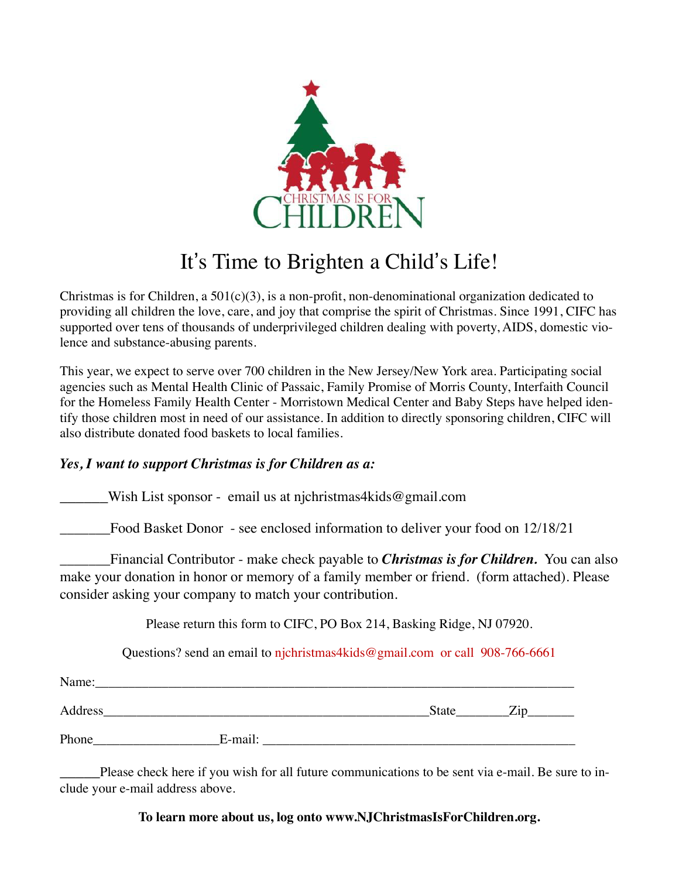CHRISTMAS IS FOR CHILDREN

# It's Time to Brighten a Child's Life!

Christmas is for Children, a 501(c)(3), is a non-profit, non-denominational organization dedicated to providing all children the love, care, and joy that comprise the spirit of Christmas. Since 1991, CIFC has supported over tens of thousands of underprivileged children dealing with poverty, AIDS, domestic violence and substance-abusing parents.

This year, we expect to serve over 700 children in the New Jersey/New York area. Participating social agencies such as Mental Health Clinic of Passaic, Family Promise of Morris County, Interfaith Council for the Homeless Family Health Center - Morristown Medical Center and Baby Steps have helped identify those children most in need of our assistance. In addition to directly sponsoring children, CIFC will also distribute donated food baskets to local families.

***Yes, I want to support Christmas is for Children as a:***

_______Wish List sponsor - email us at njchristmas4kids@gmail.com

_______Food Basket Donor - see enclosed information to deliver your food on 12/18/21

_______Financial Contributor - make check payable to ***Christmas is for Children.*** You can also make your donation in honor or memory of a family member or friend. (form attached). Please consider asking your company to match your contribution.

Please return this form to CIFC, PO Box 214, Basking Ridge, NJ 07920.

Questions? send an email to njchristmas4kids@gmail.com or call 908-766-6661

Name:_______________________________________________________________________

Address_________________________________________________State________Zip_______

Phone___________________E-mail: ________________________________________________

______Please check here if you wish for all future communications to be sent via e-mail. Be sure to include your e-mail address above.

**To learn more about us, log onto www.NJChristmasIsForChildren.org.**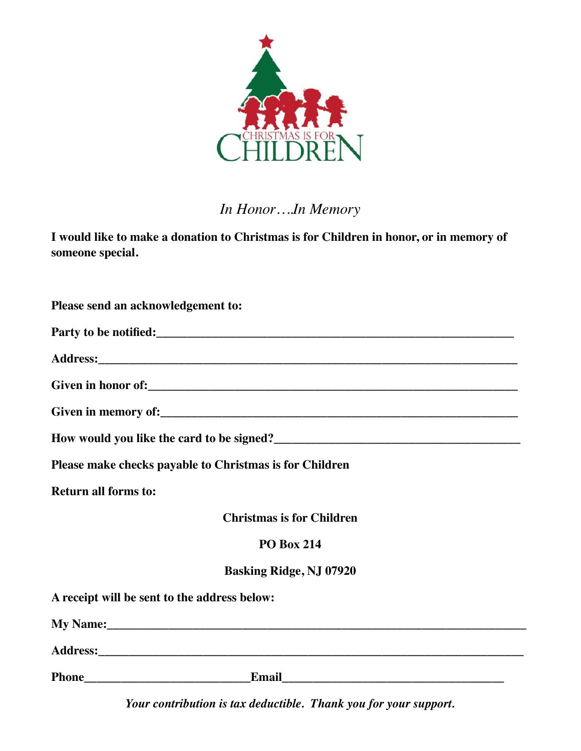CHRISTMAS IS FOR CHILDREN

*In Honor….In Memory*

**I would like to make a donation to Christmas is for Children in honor, or in memory of someone special.**

**Please send an acknowledgement to:**

**Party to be notified:**_____________________________________________________________

**Address:**_______________________________________________________________________

**Given in honor of:**_______________________________________________________________

**Given in memory of:**_____________________________________________________________

**How would you like the card to be signed?**__________________________________________

**Please make checks payable to Christmas is for Children**

**Return all forms to:**

**Christmas is for Children**

**PO Box 214**

**Basking Ridge, NJ 07920**

**A receipt will be sent to the address below:**

**My Name:**______________________________________________________________________

**Address:**_______________________________________________________________________

**Phone**___________________________**Email**______________________________________

***Your contribution is tax deductible. Thank you for your support.***